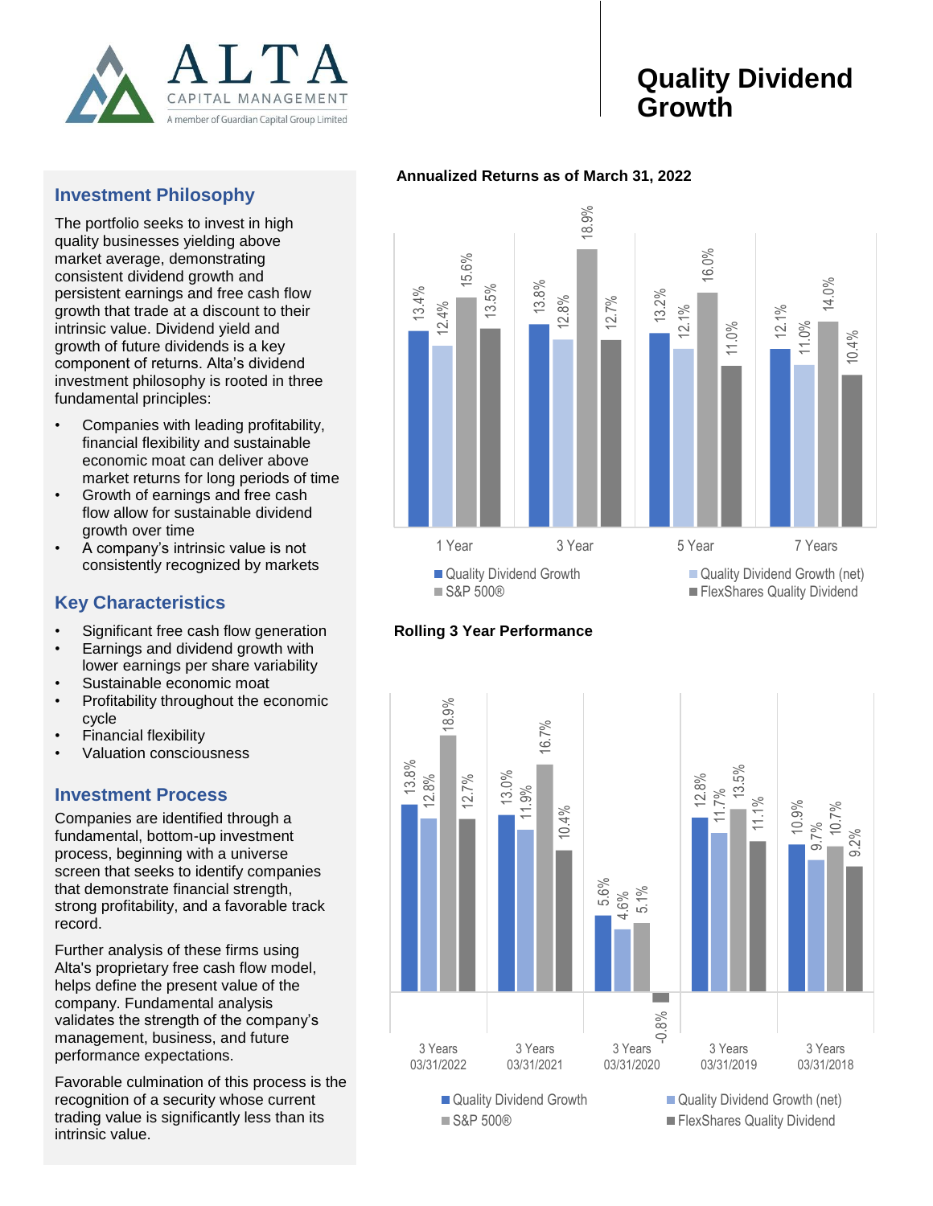ALTA CAPITAL MANAGEMENT
A member of Guardian Capital Group Limited

# Quality Dividend Growth

## Investment Philosophy

The portfolio seeks to invest in high quality businesses yielding above market average, demonstrating consistent dividend growth and persistent earnings and free cash flow growth that trade at a discount to their intrinsic value. Dividend yield and growth of future dividends is a key component of returns. Alta's dividend investment philosophy is rooted in three fundamental principles:

- Companies with leading profitability, financial flexibility and sustainable economic moat can deliver above market returns for long periods of time
- Growth of earnings and free cash flow allow for sustainable dividend growth over time
- A company's intrinsic value is not consistently recognized by markets

## Key Characteristics

- Significant free cash flow generation
- Earnings and dividend growth with lower earnings per share variability
- Sustainable economic moat
- Profitability throughout the economic cycle
- Financial flexibility
- Valuation consciousness

## Investment Process

Companies are identified through a fundamental, bottom-up investment process, beginning with a universe screen that seeks to identify companies that demonstrate financial strength, strong profitability, and a favorable track record.

Further analysis of these firms using Alta's proprietary free cash flow model, helps define the present value of the company. Fundamental analysis validates the strength of the company's management, business, and future performance expectations.

Favorable culmination of this process is the recognition of a security whose current trading value is significantly less than its intrinsic value.

**Annualized Returns as of March 31, 2022**

| | 1 Year | 3 Year | 5 Year | 7 Years |
|---|---|---|---|---|
| Quality Dividend Growth | 13.4% | 13.8% | 13.2% | 12.1% |
| Quality Dividend Growth (net) | 12.4% | 12.8% | 12.1% | 11.0% |
| S&P 500® | 15.6% | 18.9% | 16.0% | 14.0% |
| FlexShares Quality Dividend | 13.5% | 12.7% | 11.0% | 10.4% |

**Rolling 3 Year Performance**

| | 3 Years 03/31/2022 | 3 Years 03/31/2021 | 3 Years 03/31/2020 | 3 Years 03/31/2019 | 3 Years 03/31/2018 |
|---|---|---|---|---|---|
| Quality Dividend Growth | 13.8% | 13.0% | 5.6% | 12.8% | 10.9% |
| Quality Dividend Growth (net) | 12.8% | 11.9% | 4.6% | 11.7% | 9.7% |
| S&P 500® | 18.9% | 16.7% | 5.1% | 13.5% | 10.7% |
| FlexShares Quality Dividend | 12.7% | 10.4% | -0.8% | 11.1% | 9.2% |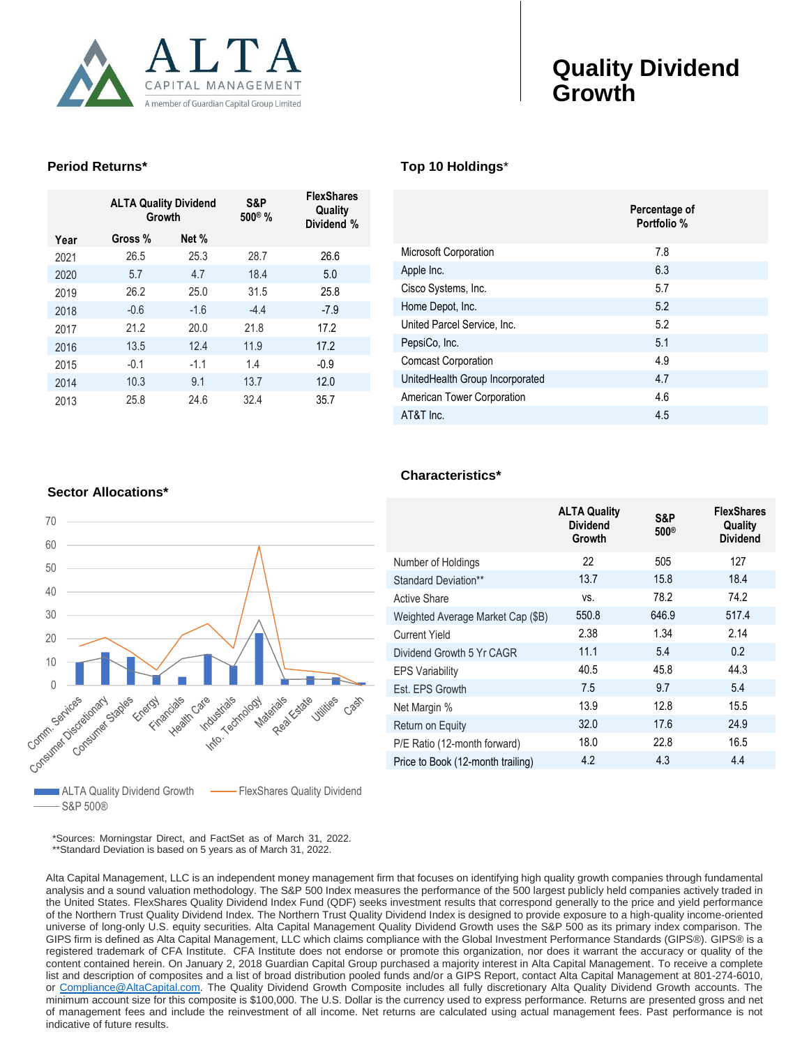# Quality Dividend Growth

## Period Returns*

| | ALTA Quality Dividend Growth | | S&P 500® % | FlexShares Quality Dividend % |
|---|---|---|---|---|
| Year | Gross % | Net % | | |
| 2021 | 26.5 | 25.3 | 28.7 | 26.6 |
| 2020 | 5.7 | 4.7 | 18.4 | 5.0 |
| 2019 | 26.2 | 25.0 | 31.5 | 25.8 |
| 2018 | -0.6 | -1.6 | -4.4 | -7.9 |
| 2017 | 21.2 | 20.0 | 21.8 | 17.2 |
| 2016 | 13.5 | 12.4 | 11.9 | 17.2 |
| 2015 | -0.1 | -1.1 | 1.4 | -0.9 |
| 2014 | 10.3 | 9.1 | 13.7 | 12.0 |
| 2013 | 25.8 | 24.6 | 32.4 | 35.7 |

## Top 10 Holdings*

| | Percentage of Portfolio % |
|---|---|
| Microsoft Corporation | 7.8 |
| Apple Inc. | 6.3 |
| Cisco Systems, Inc. | 5.7 |
| Home Depot, Inc. | 5.2 |
| United Parcel Service, Inc. | 5.2 |
| PepsiCo, Inc. | 5.1 |
| Comcast Corporation | 4.9 |
| UnitedHealth Group Incorporated | 4.7 |
| American Tower Corporation | 4.6 |
| AT&T Inc. | 4.5 |

## Sector Allocations*

70
60
50
40
30
20
10
0

Comm. Services
Consumer Discretionary
Consumer Staples
Energy
Financials
Health Care
Industrials
Info. Technology
Materials
Real Estate
Utilities
Cash

ALTA Quality Dividend Growth
FlexShares Quality Dividend
S&P 500®

## Characteristics*

| | ALTA Quality Dividend Growth | S&P 500® | FlexShares Quality Dividend |
|---|---|---|---|
| Number of Holdings | 22 | 505 | 127 |
| Standard Deviation** | 13.7 | 15.8 | 18.4 |
| Active Share | vs. | 78.2 | 74.2 |
| Weighted Average Market Cap ($B) | 550.8 | 646.9 | 517.4 |
| Current Yield | 2.38 | 1.34 | 2.14 |
| Dividend Growth 5 Yr CAGR | 11.1 | 5.4 | 0.2 |
| EPS Variability | 40.5 | 45.8 | 44.3 |
| Est. EPS Growth | 7.5 | 9.7 | 5.4 |
| Net Margin % | 13.9 | 12.8 | 15.5 |
| Return on Equity | 32.0 | 17.6 | 24.9 |
| P/E Ratio (12-month forward) | 18.0 | 22.8 | 16.5 |
| Price to Book (12-month trailing) | 4.2 | 4.3 | 4.4 |

*Sources: Morningstar Direct, and FactSet as of March 31, 2022.
**Standard Deviation is based on 5 years as of March 31, 2022.

Alta Capital Management, LLC is an independent money management firm that focuses on identifying high quality growth companies through fundamental analysis and a sound valuation methodology. The S&P 500 Index measures the performance of the 500 largest publicly held companies actively traded in the United States. FlexShares Quality Dividend Index Fund (QDF) seeks investment results that correspond generally to the price and yield performance of the Northern Trust Quality Dividend Index. The Northern Trust Quality Dividend Index is designed to provide exposure to a high-quality income-oriented universe of long-only U.S. equity securities. Alta Capital Management Quality Dividend Growth uses the S&P 500 as its primary index comparison. The GIPS firm is defined as Alta Capital Management, LLC which claims compliance with the Global Investment Performance Standards (GIPS®). GIPS® is a registered trademark of CFA Institute. CFA Institute does not endorse or promote this organization, nor does it warrant the accuracy or quality of the content contained herein. On January 2, 2018 Guardian Capital Group purchased a majority interest in Alta Capital Management. To receive a complete list and description of composites and a list of broad distribution pooled funds and/or a GIPS Report, contact Alta Capital Management at 801-274-6010, or Compliance@AltaCapital.com. The Quality Dividend Growth Composite includes all fully discretionary Alta Quality Dividend Growth accounts. The minimum account size for this composite is $100,000. The U.S. Dollar is the currency used to express performance. Returns are presented gross and net of management fees and include the reinvestment of all income. Net returns are calculated using actual management fees. Past performance is not indicative of future results.